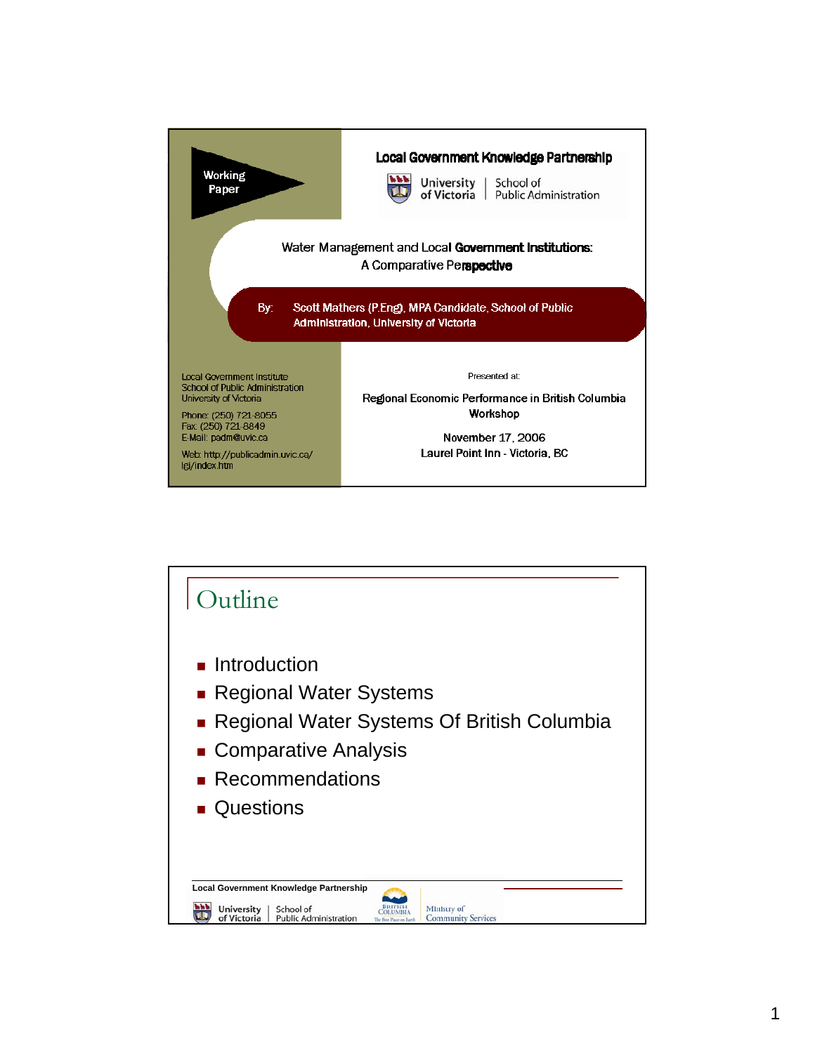Working Paper

**Local Government Knowledge Partnership**

University of Victoria | School of Public Administration

# Water Management and Local Government Institutions: A Comparative Perspective

By: Scott Mathers (P.Eng), MPA Candidate, School of Public Administration, University of Victoria

Local Government Institute
School of Public Administration
University of Victoria

Phone: (250) 721-8055
Fax: (250) 721-8849
E-Mail: padm@uvic.ca

Web: http://publicadmin.uvic.ca/lgi/index.htm

Presented at:

Regional Economic Performance in British Columbia Workshop

November 17, 2006
Laurel Point Inn - Victoria, BC

## Outline

- Introduction
- Regional Water Systems
- Regional Water Systems Of British Columbia
- Comparative Analysis
- Recommendations
- Questions

Local Government Knowledge Partnership

University of Victoria | School of Public Administration

British Columbia — Ministry of Community Services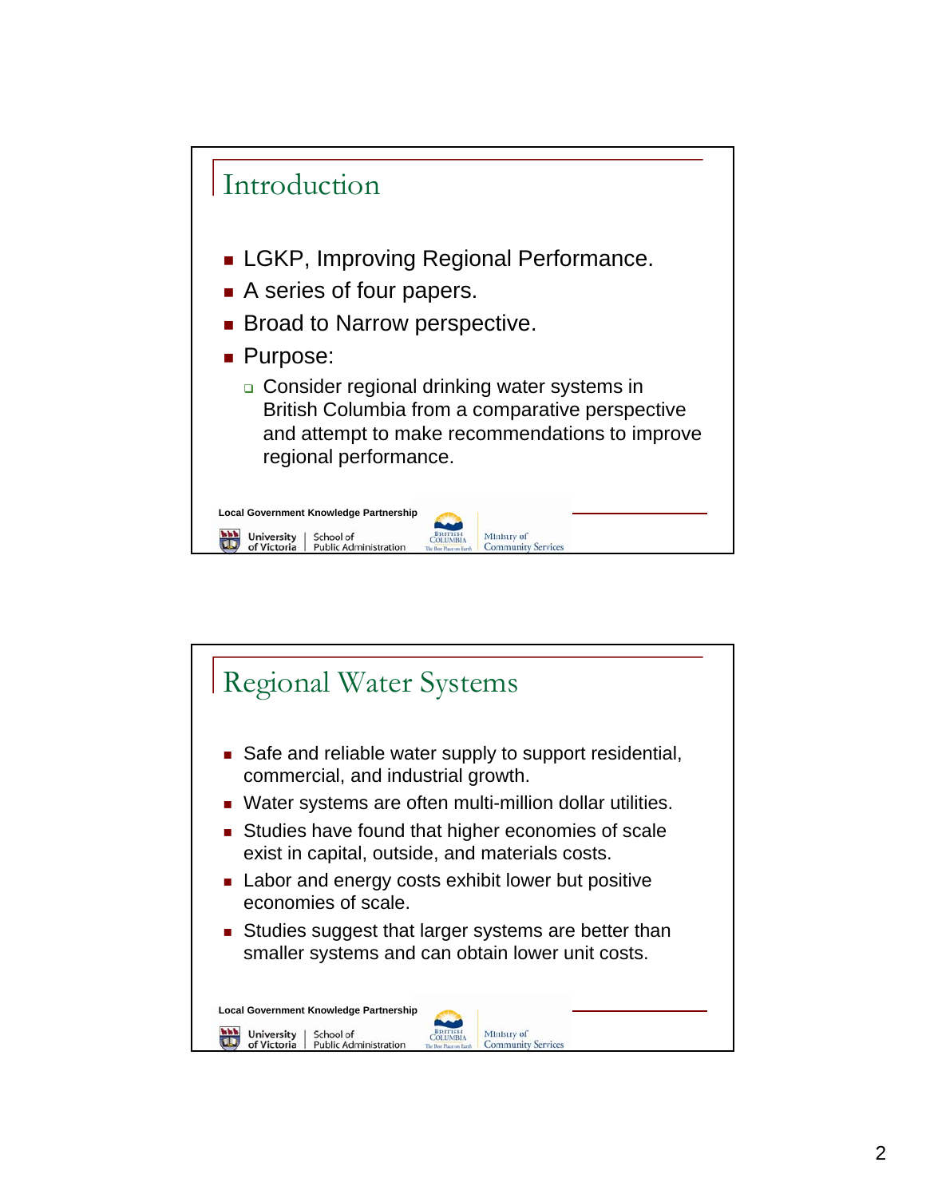## Introduction

- LGKP, Improving Regional Performance.
- A series of four papers.
- Broad to Narrow perspective.
- Purpose:
  - Consider regional drinking water systems in British Columbia from a comparative perspective and attempt to make recommendations to improve regional performance.

Local Government Knowledge Partnership

University of Victoria | School of Public Administration

British Columbia — Ministry of Community Services

## Regional Water Systems

- Safe and reliable water supply to support residential, commercial, and industrial growth.
- Water systems are often multi-million dollar utilities.
- Studies have found that higher economies of scale exist in capital, outside, and materials costs.
- Labor and energy costs exhibit lower but positive economies of scale.
- Studies suggest that larger systems are better than smaller systems and can obtain lower unit costs.

Local Government Knowledge Partnership

University of Victoria | School of Public Administration

British Columbia — Ministry of Community Services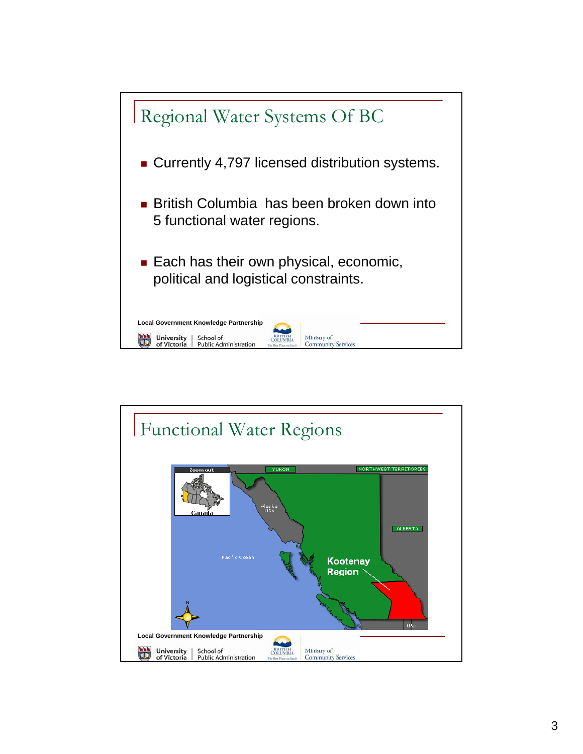## Regional Water Systems Of BC

- Currently 4,797 licensed distribution systems.
- British Columbia has been broken down into 5 functional water regions.
- Each has their own physical, economic, political and logistical constraints.

Local Government Knowledge Partnership

University of Victoria | School of Public Administration — British Columbia, Ministry of Community Services

## Functional Water Regions

Local Government Knowledge Partnership

University of Victoria | School of Public Administration — British Columbia, Ministry of Community Services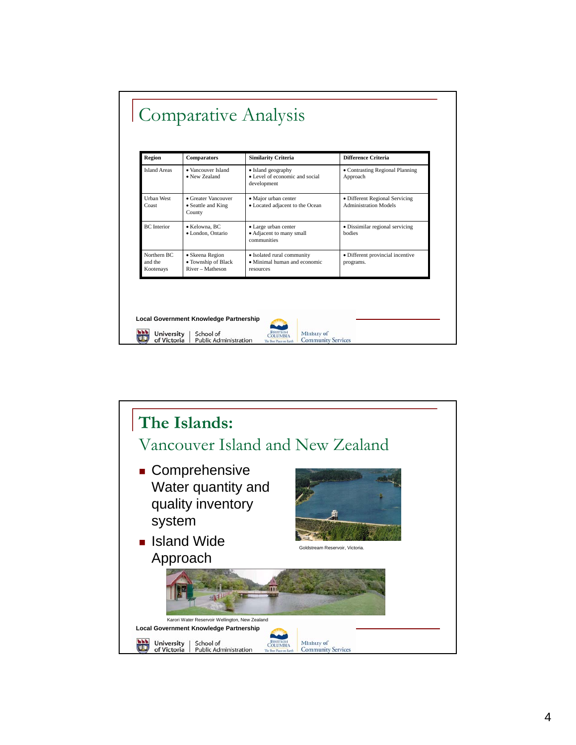# Comparative Analysis

| Region | Comparators | Similarity Criteria | Difference Criteria |
|---|---|---|---|
| Island Areas | • Vancouver Island<br>• New Zealand | • Island geography<br>• Level of economic and social development | • Contrasting Regional Planning Approach |
| Urban West Coast | • Greater Vancouver<br>• Seattle and King County | • Major urban center<br>• Located adjacent to the Ocean | • Different Regional Servicing Administration Models |
| BC Interior | • Kelowna, BC<br>• London, Ontario | • Large urban center<br>• Adjacent to many small communities | • Dissimilar regional servicing bodies |
| Northern BC and the Kootenays | • Skeena Region<br>• Township of Black River – Matheson | • Isolated rural community<br>• Minimal human and economic resources | • Different provincial incentive programs. |

Local Government Knowledge Partnership

University of Victoria | School of Public Administration — British Columbia, Ministry of Community Services

# The Islands:

## Vancouver Island and New Zealand

- Comprehensive Water quantity and quality inventory system
- Island Wide Approach

Goldstream Reservoir, Victoria.

Karori Water Reservoir Wellington, New Zealand

Local Government Knowledge Partnership

University of Victoria | School of Public Administration — British Columbia, Ministry of Community Services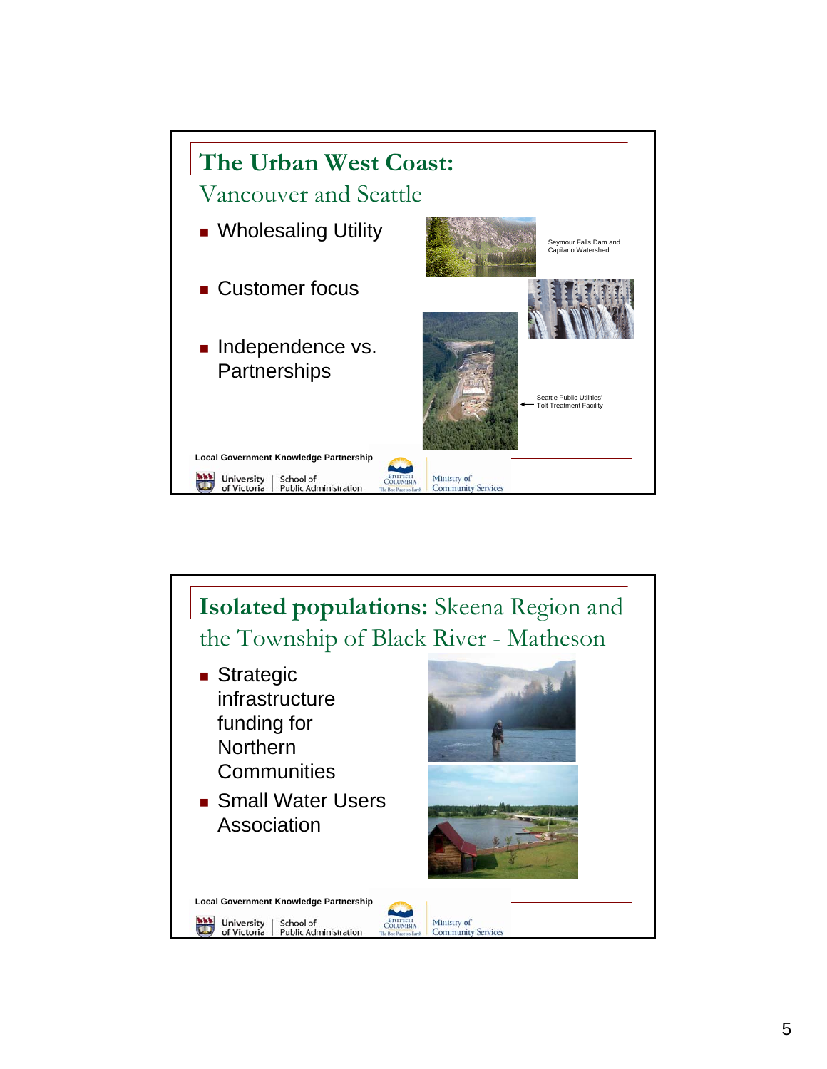## The Urban West Coast:

Vancouver and Seattle

- Wholesaling Utility
- Customer focus
- Independence vs. Partnerships

Seymour Falls Dam and Capilano Watershed

Seattle Public Utilities' Tolt Treatment Facility

Local Government Knowledge Partnership

University of Victoria | School of Public Administration

British Columbia — The Best Place on Earth

Ministry of Community Services

## Isolated populations: Skeena Region and the Township of Black River - Matheson

- Strategic infrastructure funding for Northern Communities
- Small Water Users Association

Local Government Knowledge Partnership

University of Victoria | School of Public Administration

British Columbia — The Best Place on Earth

Ministry of Community Services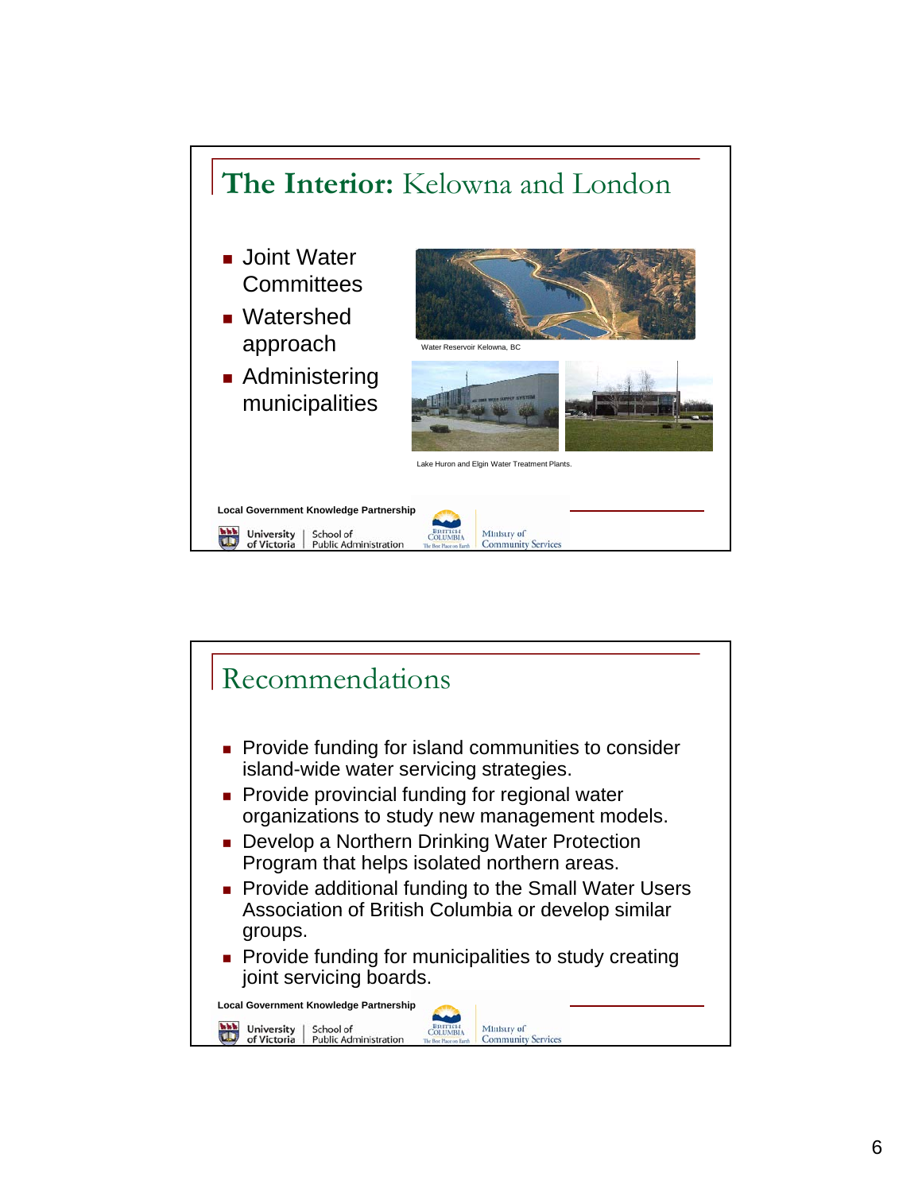## **The Interior:** Kelowna and London

- Joint Water Committees
- Watershed approach
- Administering municipalities

Water Reservoir Kelowna, BC

Lake Huron and Elgin Water Treatment Plants.

Local Government Knowledge Partnership

University of Victoria | School of Public Administration

British Columbia | Ministry of Community Services

## Recommendations

- Provide funding for island communities to consider island-wide water servicing strategies.
- Provide provincial funding for regional water organizations to study new management models.
- Develop a Northern Drinking Water Protection Program that helps isolated northern areas.
- Provide additional funding to the Small Water Users Association of British Columbia or develop similar groups.
- Provide funding for municipalities to study creating joint servicing boards.

Local Government Knowledge Partnership

University of Victoria | School of Public Administration

British Columbia | Ministry of Community Services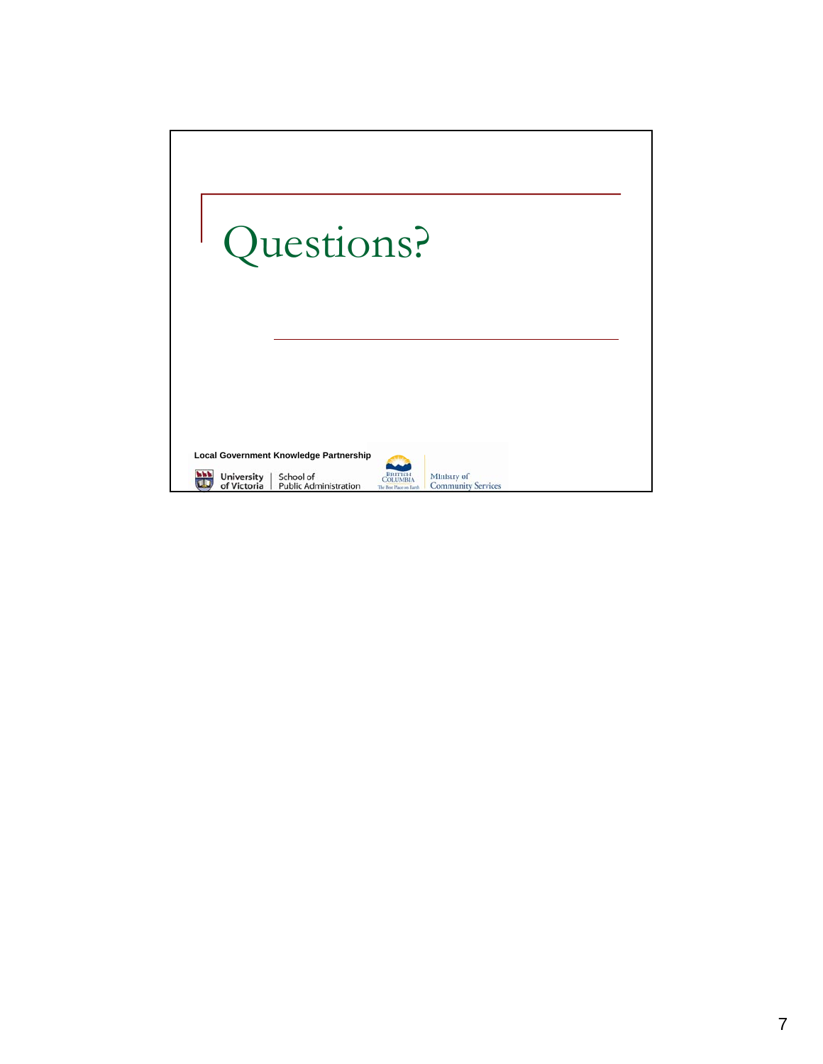# Questions?

**Local Government Knowledge Partnership**

University of Victoria | School of Public Administration

British Columbia — The Best Place on Earth | Ministry of Community Services